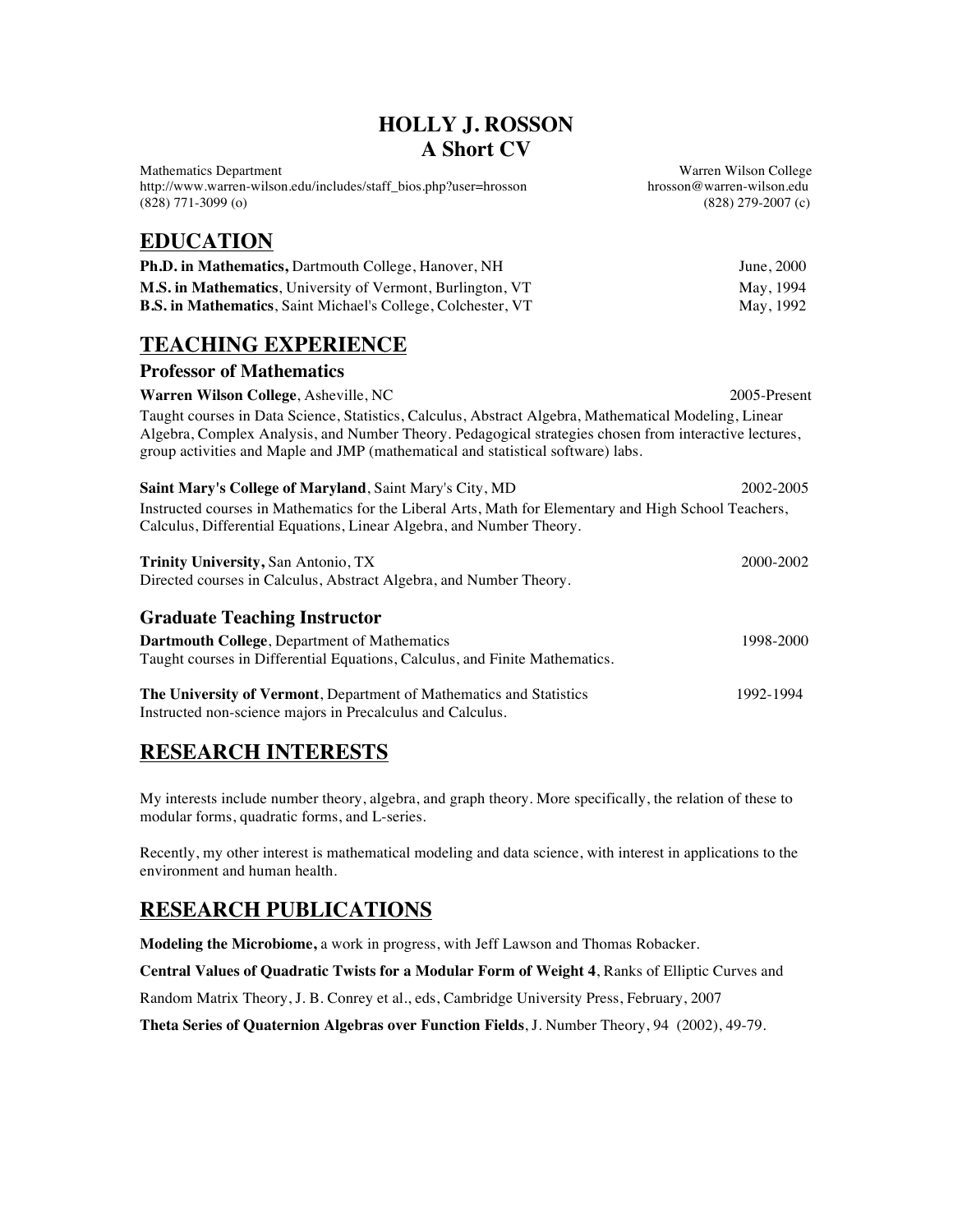# HOLLY J. ROSSON
## A Short CV

Mathematics Department
http://www.warren-wilson.edu/includes/staff_bios.php?user=hrosson
(828) 771-3099 (o)

Warren Wilson College
hrosson@warren-wilson.edu
(828) 279-2007 (c)

## EDUCATION

**Ph.D. in Mathematics,** Dartmouth College, Hanover, NH — June, 2000

**M.S. in Mathematics**, University of Vermont, Burlington, VT — May, 1994

**B.S. in Mathematics**, Saint Michael's College, Colchester, VT — May, 1992

## TEACHING EXPERIENCE

### Professor of Mathematics

**Warren Wilson College**, Asheville, NC — 2005-Present

Taught courses in Data Science, Statistics, Calculus, Abstract Algebra, Mathematical Modeling, Linear Algebra, Complex Analysis, and Number Theory. Pedagogical strategies chosen from interactive lectures, group activities and Maple and JMP (mathematical and statistical software) labs.

**Saint Mary's College of Maryland**, Saint Mary's City, MD — 2002-2005

Instructed courses in Mathematics for the Liberal Arts, Math for Elementary and High School Teachers, Calculus, Differential Equations, Linear Algebra, and Number Theory.

**Trinity University,** San Antonio, TX — 2000-2002

Directed courses in Calculus, Abstract Algebra, and Number Theory.

### Graduate Teaching Instructor

**Dartmouth College**, Department of Mathematics — 1998-2000

Taught courses in Differential Equations, Calculus, and Finite Mathematics.

**The University of Vermont**, Department of Mathematics and Statistics — 1992-1994

Instructed non-science majors in Precalculus and Calculus.

## RESEARCH INTERESTS

My interests include number theory, algebra, and graph theory. More specifically, the relation of these to modular forms, quadratic forms, and L-series.

Recently, my other interest is mathematical modeling and data science, with interest in applications to the environment and human health.

## RESEARCH PUBLICATIONS

**Modeling the Microbiome,** a work in progress, with Jeff Lawson and Thomas Robacker.

**Central Values of Quadratic Twists for a Modular Form of Weight 4**, Ranks of Elliptic Curves and Random Matrix Theory, J. B. Conrey et al., eds, Cambridge University Press, February, 2007

**Theta Series of Quaternion Algebras over Function Fields**, J. Number Theory, 94 (2002), 49-79.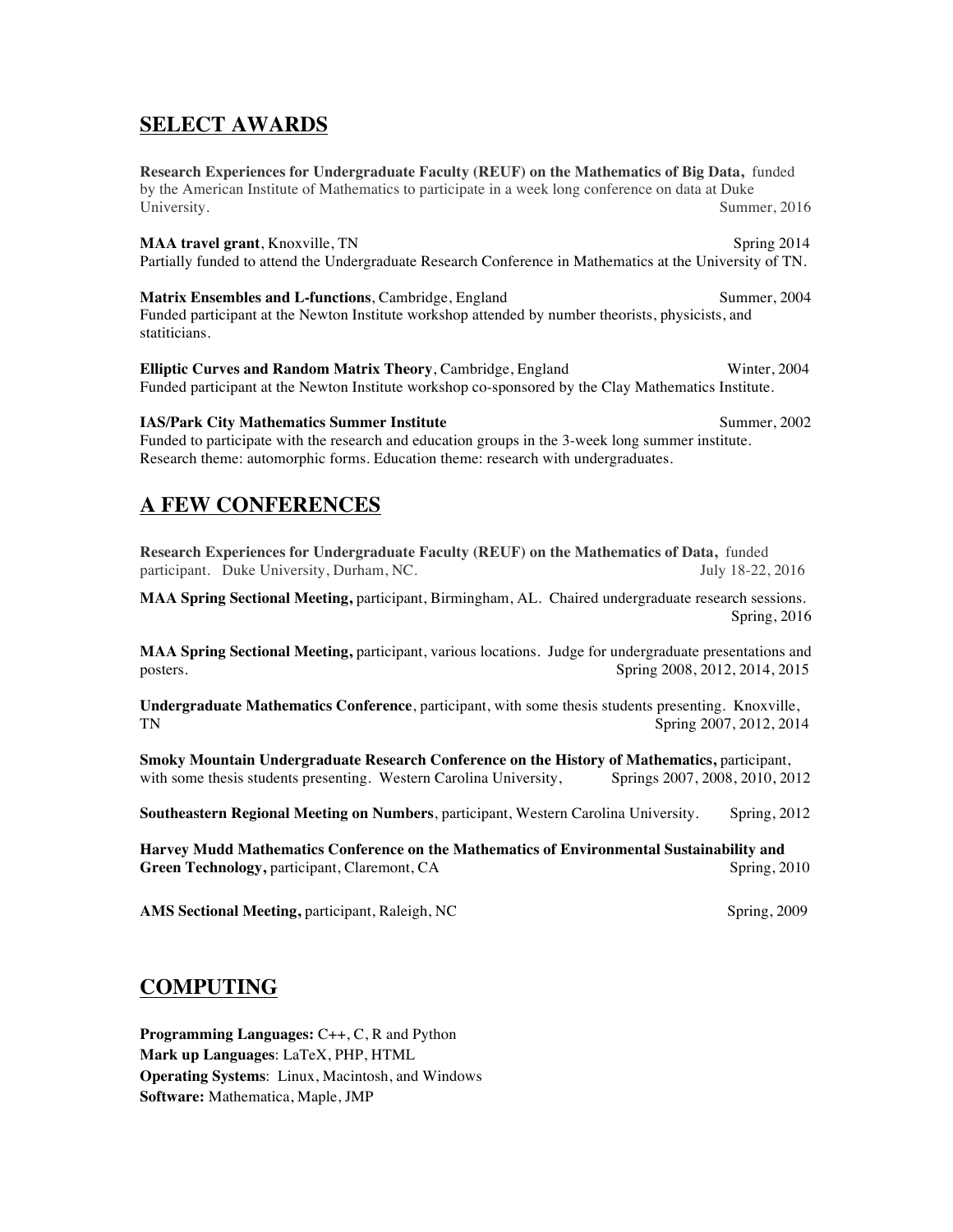## SELECT AWARDS

**Research Experiences for Undergraduate Faculty (REUF) on the Mathematics of Big Data,** funded by the American Institute of Mathematics to participate in a week long conference on data at Duke University. Summer, 2016

**MAA travel grant**, Knoxville, TN Spring 2014
Partially funded to attend the Undergraduate Research Conference in Mathematics at the University of TN.

**Matrix Ensembles and L-functions**, Cambridge, England Summer, 2004
Funded participant at the Newton Institute workshop attended by number theorists, physicists, and statiticians.

**Elliptic Curves and Random Matrix Theory**, Cambridge, England Winter, 2004
Funded participant at the Newton Institute workshop co-sponsored by the Clay Mathematics Institute.

**IAS/Park City Mathematics Summer Institute** Summer, 2002
Funded to participate with the research and education groups in the 3-week long summer institute. Research theme: automorphic forms. Education theme: research with undergraduates.

## A FEW CONFERENCES

**Research Experiences for Undergraduate Faculty (REUF) on the Mathematics of Data,** funded participant. Duke University, Durham, NC. July 18-22, 2016

**MAA Spring Sectional Meeting,** participant, Birmingham, AL. Chaired undergraduate research sessions. Spring, 2016

**MAA Spring Sectional Meeting,** participant, various locations. Judge for undergraduate presentations and posters. Spring 2008, 2012, 2014, 2015

**Undergraduate Mathematics Conference**, participant, with some thesis students presenting. Knoxville, TN Spring 2007, 2012, 2014

**Smoky Mountain Undergraduate Research Conference on the History of Mathematics,** participant, with some thesis students presenting. Western Carolina University, Springs 2007, 2008, 2010, 2012

**Southeastern Regional Meeting on Numbers**, participant, Western Carolina University. Spring, 2012

**Harvey Mudd Mathematics Conference on the Mathematics of Environmental Sustainability and Green Technology,** participant, Claremont, CA Spring, 2010

**AMS Sectional Meeting,** participant, Raleigh, NC Spring, 2009

## COMPUTING

**Programming Languages:** C++, C, R and Python
**Mark up Languages**: LaTeX, PHP, HTML
**Operating Systems**: Linux, Macintosh, and Windows
**Software:** Mathematica, Maple, JMP